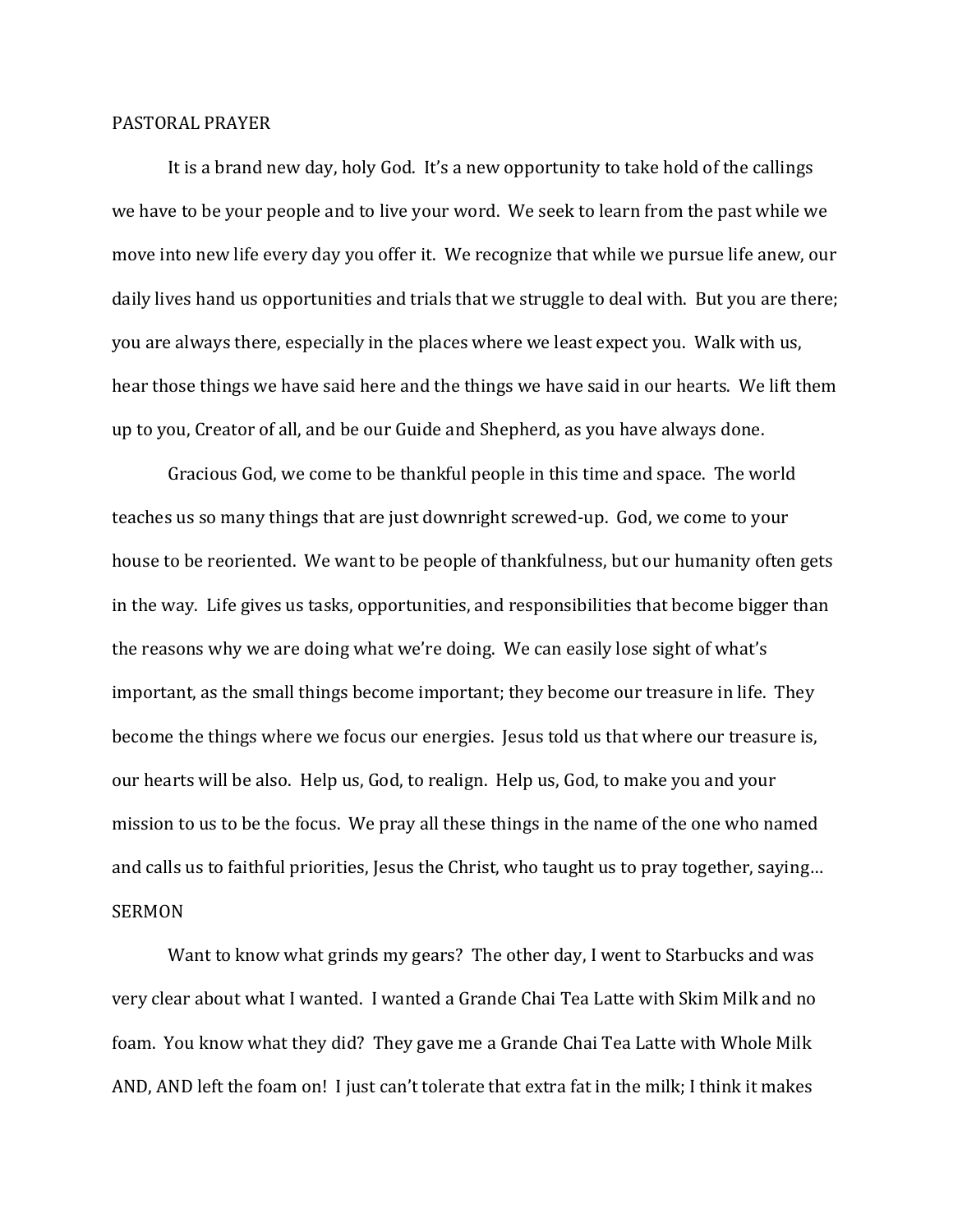## PASTORAL PRAYER

It is a brand new day, holy God. It's a new opportunity to take hold of the callings we have to be your people and to live your word. We seek to learn from the past while we move into new life every day you offer it. We recognize that while we pursue life anew, our daily lives hand us opportunities and trials that we struggle to deal with. But you are there; you are always there, especially in the places where we least expect you. Walk with us, hear those things we have said here and the things we have said in our hearts. We lift them up to you, Creator of all, and be our Guide and Shepherd, as you have always done.

Gracious God, we come to be thankful people in this time and space. The world teaches us so many things that are just downright screwed-up. God, we come to your house to be reoriented. We want to be people of thankfulness, but our humanity often gets in the way. Life gives us tasks, opportunities, and responsibilities that become bigger than the reasons why we are doing what we're doing. We can easily lose sight of what's important, as the small things become important; they become our treasure in life. They become the things where we focus our energies. Jesus told us that where our treasure is, our hearts will be also. Help us, God, to realign. Help us, God, to make you and your mission to us to be the focus. We pray all these things in the name of the one who named and calls us to faithful priorities, Jesus the Christ, who taught us to pray together, saying…

## SERMON

Want to know what grinds my gears? The other day, I went to Starbucks and was very clear about what I wanted. I wanted a Grande Chai Tea Latte with Skim Milk and no foam. You know what they did? They gave me a Grande Chai Tea Latte with Whole Milk AND, AND left the foam on! I just can't tolerate that extra fat in the milk; I think it makes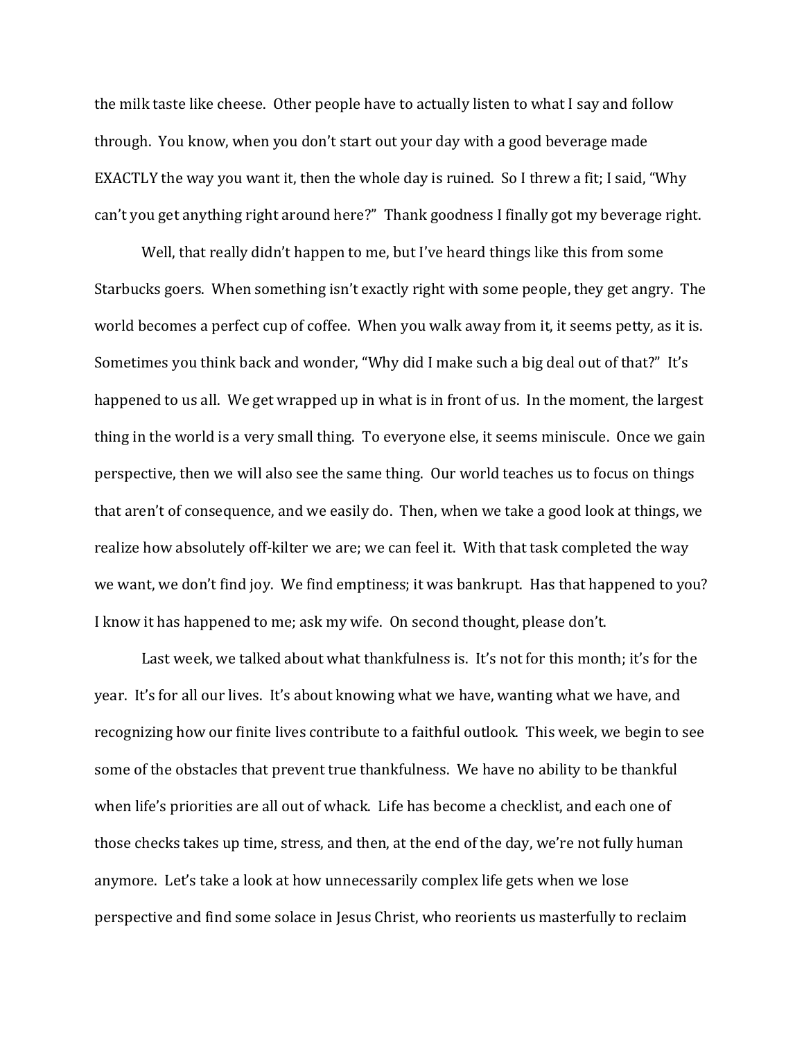the milk taste like cheese. Other people have to actually listen to what I say and follow through. You know, when you don't start out your day with a good beverage made EXACTLY the way you want it, then the whole day is ruined. So I threw a fit; I said, "Why can't you get anything right around here?" Thank goodness I finally got my beverage right.

Well, that really didn't happen to me, but I've heard things like this from some Starbucks goers. When something isn't exactly right with some people, they get angry. The world becomes a perfect cup of coffee. When you walk away from it, it seems petty, as it is. Sometimes you think back and wonder, "Why did I make such a big deal out of that?" It's happened to us all. We get wrapped up in what is in front of us. In the moment, the largest thing in the world is a very small thing. To everyone else, it seems miniscule. Once we gain perspective, then we will also see the same thing. Our world teaches us to focus on things that aren't of consequence, and we easily do. Then, when we take a good look at things, we realize how absolutely off-kilter we are; we can feel it. With that task completed the way we want, we don't find joy. We find emptiness; it was bankrupt. Has that happened to you? I know it has happened to me; ask my wife. On second thought, please don't.

Last week, we talked about what thankfulness is. It's not for this month; it's for the year. It's for all our lives. It's about knowing what we have, wanting what we have, and recognizing how our finite lives contribute to a faithful outlook. This week, we begin to see some of the obstacles that prevent true thankfulness. We have no ability to be thankful when life's priorities are all out of whack. Life has become a checklist, and each one of those checks takes up time, stress, and then, at the end of the day, we're not fully human anymore. Let's take a look at how unnecessarily complex life gets when we lose perspective and find some solace in Jesus Christ, who reorients us masterfully to reclaim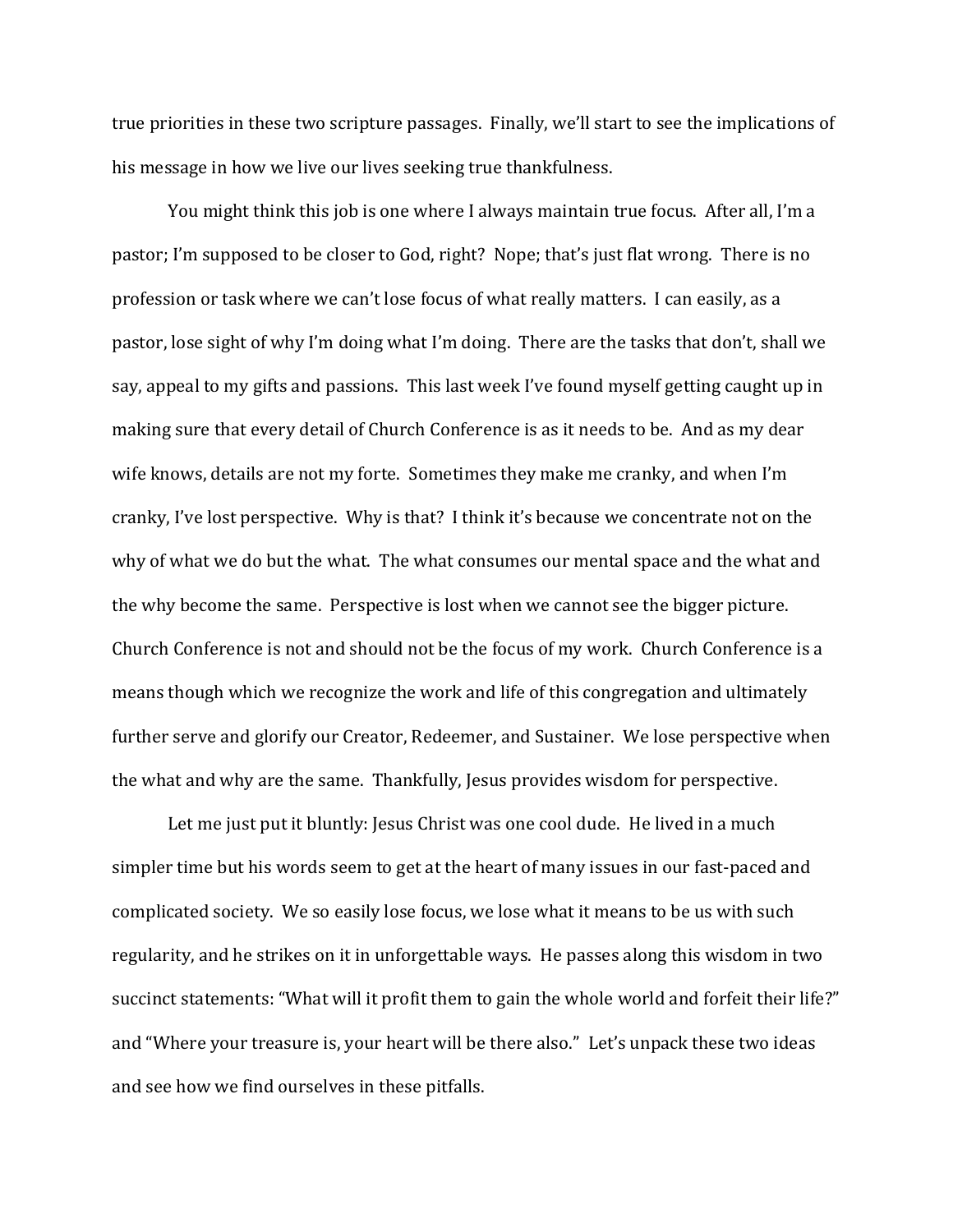true priorities in these two scripture passages. Finally, we'll start to see the implications of his message in how we live our lives seeking true thankfulness.

You might think this job is one where I always maintain true focus. After all, I'm a pastor; I'm supposed to be closer to God, right? Nope; that's just flat wrong. There is no profession or task where we can't lose focus of what really matters. I can easily, as a pastor, lose sight of why I'm doing what I'm doing. There are the tasks that don't, shall we say, appeal to my gifts and passions. This last week I've found myself getting caught up in making sure that every detail of Church Conference is as it needs to be. And as my dear wife knows, details are not my forte. Sometimes they make me cranky, and when I'm cranky, I've lost perspective. Why is that? I think it's because we concentrate not on the why of what we do but the what. The what consumes our mental space and the what and the why become the same. Perspective is lost when we cannot see the bigger picture. Church Conference is not and should not be the focus of my work. Church Conference is a means though which we recognize the work and life of this congregation and ultimately further serve and glorify our Creator, Redeemer, and Sustainer. We lose perspective when the what and why are the same. Thankfully, Jesus provides wisdom for perspective.

Let me just put it bluntly: Jesus Christ was one cool dude. He lived in a much simpler time but his words seem to get at the heart of many issues in our fast-paced and complicated society. We so easily lose focus, we lose what it means to be us with such regularity, and he strikes on it in unforgettable ways. He passes along this wisdom in two succinct statements: "What will it profit them to gain the whole world and forfeit their life?" and "Where your treasure is, your heart will be there also." Let's unpack these two ideas and see how we find ourselves in these pitfalls.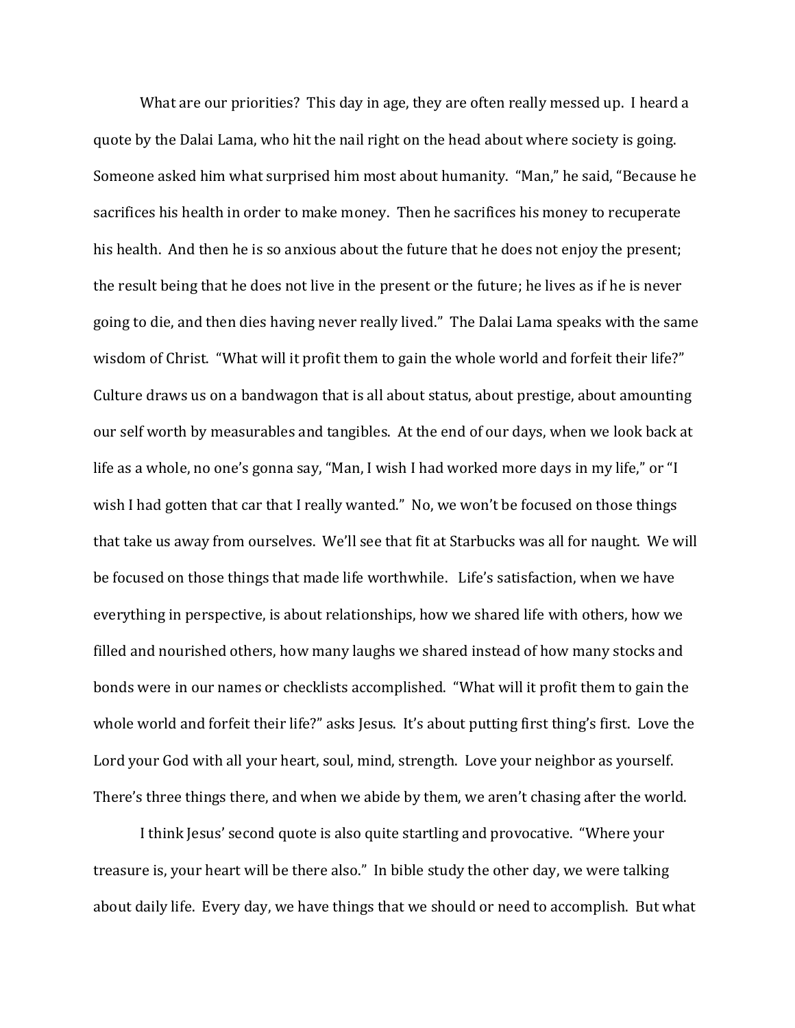What are our priorities? This day in age, they are often really messed up. I heard a quote by the Dalai Lama, who hit the nail right on the head about where society is going. Someone asked him what surprised him most about humanity. "Man," he said, "Because he sacrifices his health in order to make money. Then he sacrifices his money to recuperate his health. And then he is so anxious about the future that he does not enjoy the present; the result being that he does not live in the present or the future; he lives as if he is never going to die, and then dies having never really lived." The Dalai Lama speaks with the same wisdom of Christ. "What will it profit them to gain the whole world and forfeit their life?" Culture draws us on a bandwagon that is all about status, about prestige, about amounting our self worth by measurables and tangibles. At the end of our days, when we look back at life as a whole, no one's gonna say, "Man, I wish I had worked more days in my life," or "I wish I had gotten that car that I really wanted." No, we won't be focused on those things that take us away from ourselves. We'll see that fit at Starbucks was all for naught. We will be focused on those things that made life worthwhile. Life's satisfaction, when we have everything in perspective, is about relationships, how we shared life with others, how we filled and nourished others, how many laughs we shared instead of how many stocks and bonds were in our names or checklists accomplished. "What will it profit them to gain the whole world and forfeit their life?" asks Jesus. It's about putting first thing's first. Love the Lord your God with all your heart, soul, mind, strength. Love your neighbor as yourself. There's three things there, and when we abide by them, we aren't chasing after the world.

I think Jesus' second quote is also quite startling and provocative. "Where your treasure is, your heart will be there also." In bible study the other day, we were talking about daily life. Every day, we have things that we should or need to accomplish. But what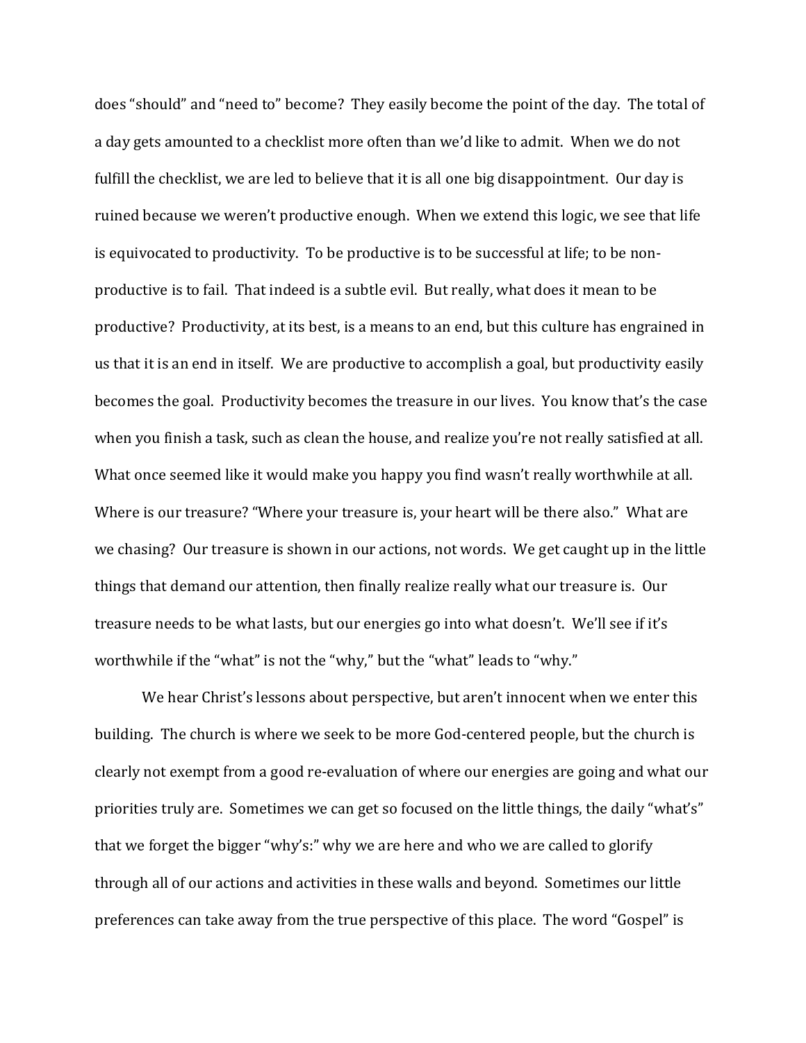does "should" and "need to" become? They easily become the point of the day. The total of a day gets amounted to a checklist more often than we'd like to admit. When we do not fulfill the checklist, we are led to believe that it is all one big disappointment. Our day is ruined because we weren't productive enough. When we extend this logic, we see that life is equivocated to productivity. To be productive is to be successful at life; to be non-productive is to fail. That indeed is a subtle evil. But really, what does it mean to be productive? Productivity, at its best, is a means to an end, but this culture has engrained in us that it is an end in itself. We are productive to accomplish a goal, but productivity easily becomes the goal. Productivity becomes the treasure in our lives. You know that's the case when you finish a task, such as clean the house, and realize you're not really satisfied at all. What once seemed like it would make you happy you find wasn't really worthwhile at all. Where is our treasure? "Where your treasure is, your heart will be there also." What are we chasing? Our treasure is shown in our actions, not words. We get caught up in the little things that demand our attention, then finally realize really what our treasure is. Our treasure needs to be what lasts, but our energies go into what doesn't. We'll see if it's worthwhile if the "what" is not the "why," but the "what" leads to "why."

We hear Christ's lessons about perspective, but aren't innocent when we enter this building. The church is where we seek to be more God-centered people, but the church is clearly not exempt from a good re-evaluation of where our energies are going and what our priorities truly are. Sometimes we can get so focused on the little things, the daily "what's" that we forget the bigger "why's:" why we are here and who we are called to glorify through all of our actions and activities in these walls and beyond. Sometimes our little preferences can take away from the true perspective of this place. The word "Gospel" is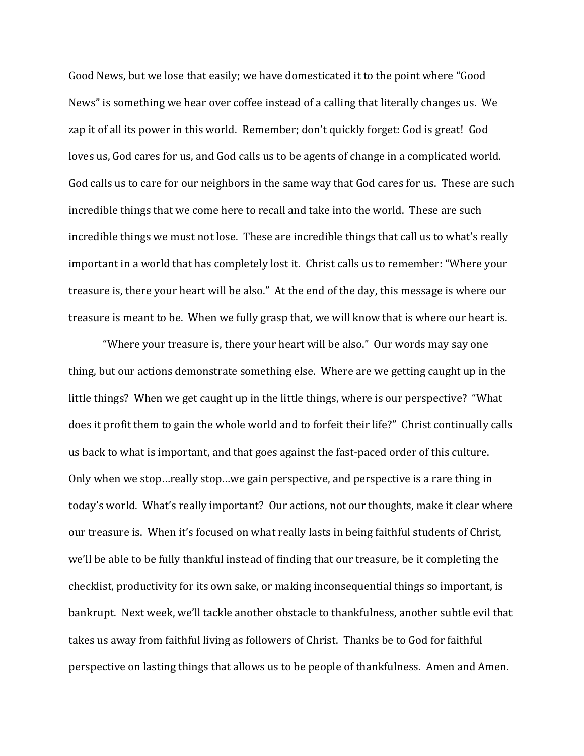Good News, but we lose that easily; we have domesticated it to the point where "Good News" is something we hear over coffee instead of a calling that literally changes us. We zap it of all its power in this world. Remember; don't quickly forget: God is great! God loves us, God cares for us, and God calls us to be agents of change in a complicated world. God calls us to care for our neighbors in the same way that God cares for us. These are such incredible things that we come here to recall and take into the world. These are such incredible things we must not lose. These are incredible things that call us to what's really important in a world that has completely lost it. Christ calls us to remember: "Where your treasure is, there your heart will be also." At the end of the day, this message is where our treasure is meant to be. When we fully grasp that, we will know that is where our heart is.

"Where your treasure is, there your heart will be also." Our words may say one thing, but our actions demonstrate something else. Where are we getting caught up in the little things? When we get caught up in the little things, where is our perspective? "What does it profit them to gain the whole world and to forfeit their life?" Christ continually calls us back to what is important, and that goes against the fast-paced order of this culture. Only when we stop…really stop…we gain perspective, and perspective is a rare thing in today's world. What's really important? Our actions, not our thoughts, make it clear where our treasure is. When it's focused on what really lasts in being faithful students of Christ, we'll be able to be fully thankful instead of finding that our treasure, be it completing the checklist, productivity for its own sake, or making inconsequential things so important, is bankrupt. Next week, we'll tackle another obstacle to thankfulness, another subtle evil that takes us away from faithful living as followers of Christ. Thanks be to God for faithful perspective on lasting things that allows us to be people of thankfulness. Amen and Amen.